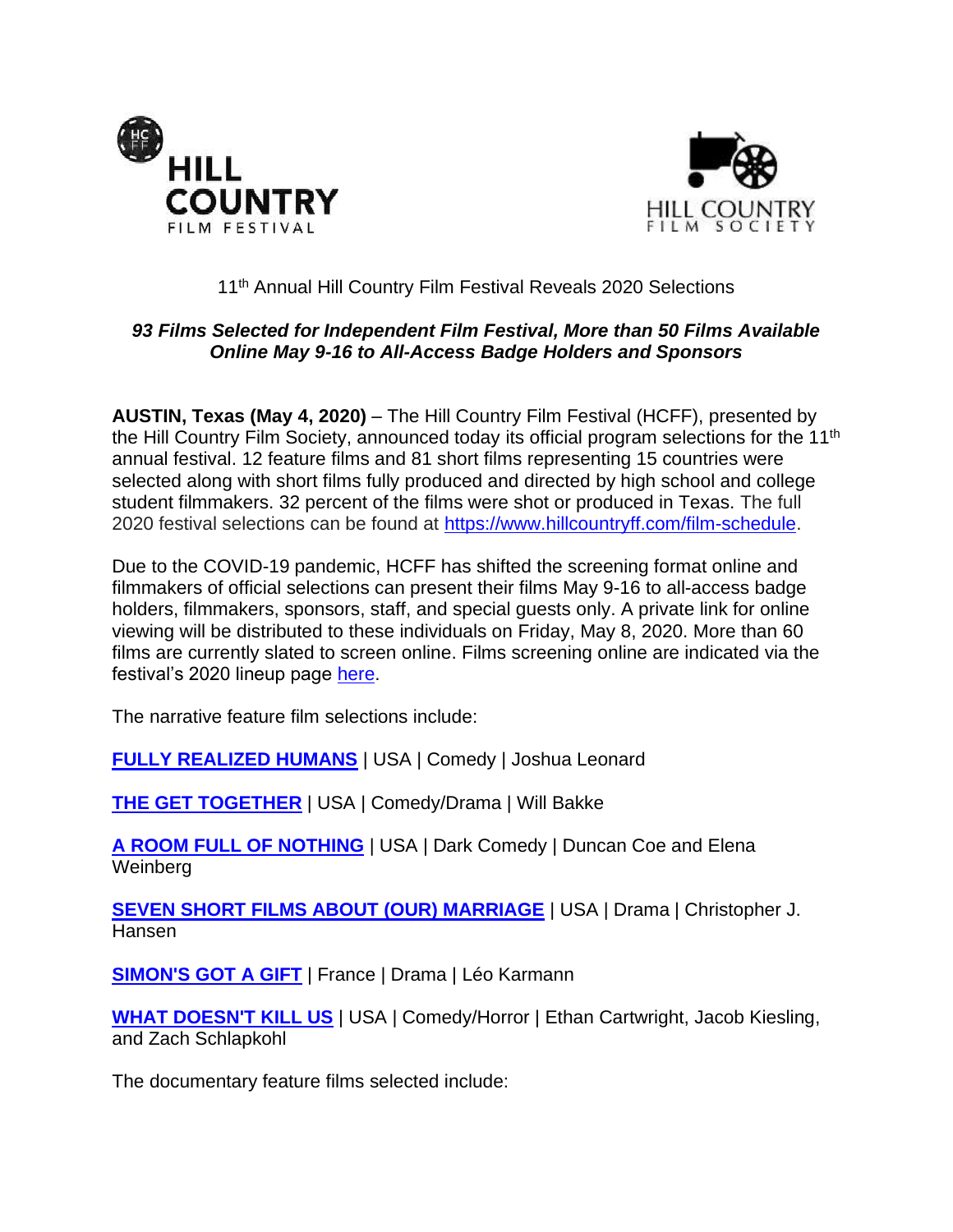11th Annual Hill Country Film Festival Reveals 2020 Selections

***93 Films Selected for Independent Film Festival, More than 50 Films Available Online May 9-16 to All-Access Badge Holders and Sponsors***

**AUSTIN, Texas (May 4, 2020)** – The Hill Country Film Festival (HCFF), presented by the Hill Country Film Society, announced today its official program selections for the 11th annual festival. 12 feature films and 81 short films representing 15 countries were selected along with short films fully produced and directed by high school and college student filmmakers. 32 percent of the films were shot or produced in Texas. The full 2020 festival selections can be found at https://www.hillcountryff.com/film-schedule.

Due to the COVID-19 pandemic, HCFF has shifted the screening format online and filmmakers of official selections can present their films May 9-16 to all-access badge holders, filmmakers, sponsors, staff, and special guests only. A private link for online viewing will be distributed to these individuals on Friday, May 8, 2020. More than 60 films are currently slated to screen online. Films screening online are indicated via the festival's 2020 lineup page here.

The narrative feature film selections include:

**FULLY REALIZED HUMANS** | USA | Comedy | Joshua Leonard

**THE GET TOGETHER** | USA | Comedy/Drama | Will Bakke

**A ROOM FULL OF NOTHING** | USA | Dark Comedy | Duncan Coe and Elena Weinberg

**SEVEN SHORT FILMS ABOUT (OUR) MARRIAGE** | USA | Drama | Christopher J. Hansen

**SIMON'S GOT A GIFT** | France | Drama | Léo Karmann

**WHAT DOESN'T KILL US** | USA | Comedy/Horror | Ethan Cartwright, Jacob Kiesling, and Zach Schlapkohl

The documentary feature films selected include: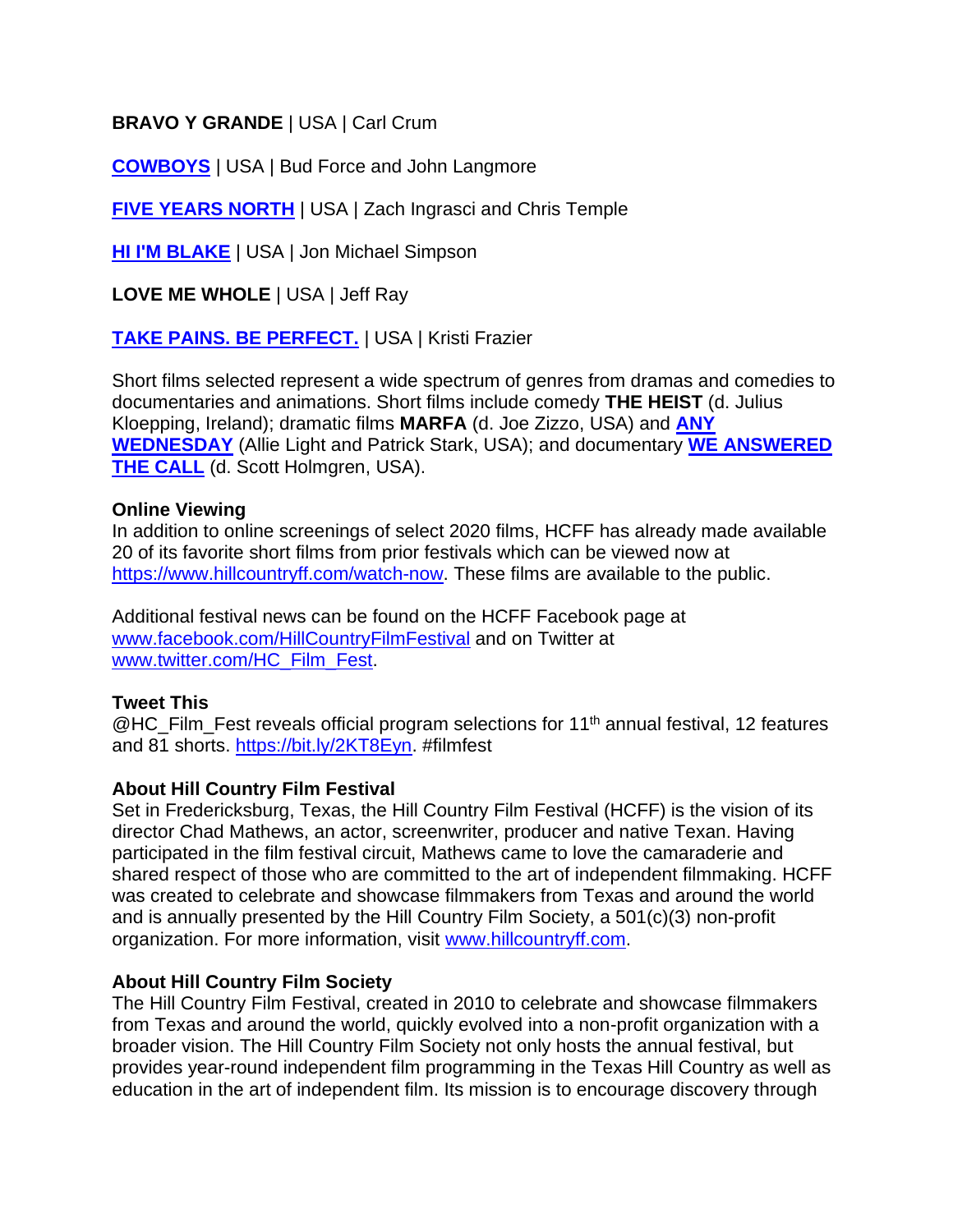**BRAVO Y GRANDE** | USA | Carl Crum

**COWBOYS** | USA | Bud Force and John Langmore

**FIVE YEARS NORTH** | USA | Zach Ingrasci and Chris Temple

**HI I'M BLAKE** | USA | Jon Michael Simpson

**LOVE ME WHOLE** | USA | Jeff Ray

**TAKE PAINS. BE PERFECT.** | USA | Kristi Frazier

Short films selected represent a wide spectrum of genres from dramas and comedies to documentaries and animations. Short films include comedy **THE HEIST** (d. Julius Kloepping, Ireland); dramatic films **MARFA** (d. Joe Zizzo, USA) and **ANY WEDNESDAY** (Allie Light and Patrick Stark, USA); and documentary **WE ANSWERED THE CALL** (d. Scott Holmgren, USA).

**Online Viewing**
In addition to online screenings of select 2020 films, HCFF has already made available 20 of its favorite short films from prior festivals which can be viewed now at https://www.hillcountryff.com/watch-now. These films are available to the public.

Additional festival news can be found on the HCFF Facebook page at www.facebook.com/HillCountryFilmFestival and on Twitter at www.twitter.com/HC_Film_Fest.

**Tweet This**
@HC_Film_Fest reveals official program selections for 11th annual festival, 12 features and 81 shorts. https://bit.ly/2KT8Eyn. #filmfest

**About Hill Country Film Festival**
Set in Fredericksburg, Texas, the Hill Country Film Festival (HCFF) is the vision of its director Chad Mathews, an actor, screenwriter, producer and native Texan. Having participated in the film festival circuit, Mathews came to love the camaraderie and shared respect of those who are committed to the art of independent filmmaking. HCFF was created to celebrate and showcase filmmakers from Texas and around the world and is annually presented by the Hill Country Film Society, a 501(c)(3) non-profit organization. For more information, visit www.hillcountryff.com.

**About Hill Country Film Society**
The Hill Country Film Festival, created in 2010 to celebrate and showcase filmmakers from Texas and around the world, quickly evolved into a non-profit organization with a broader vision. The Hill Country Film Society not only hosts the annual festival, but provides year-round independent film programming in the Texas Hill Country as well as education in the art of independent film. Its mission is to encourage discovery through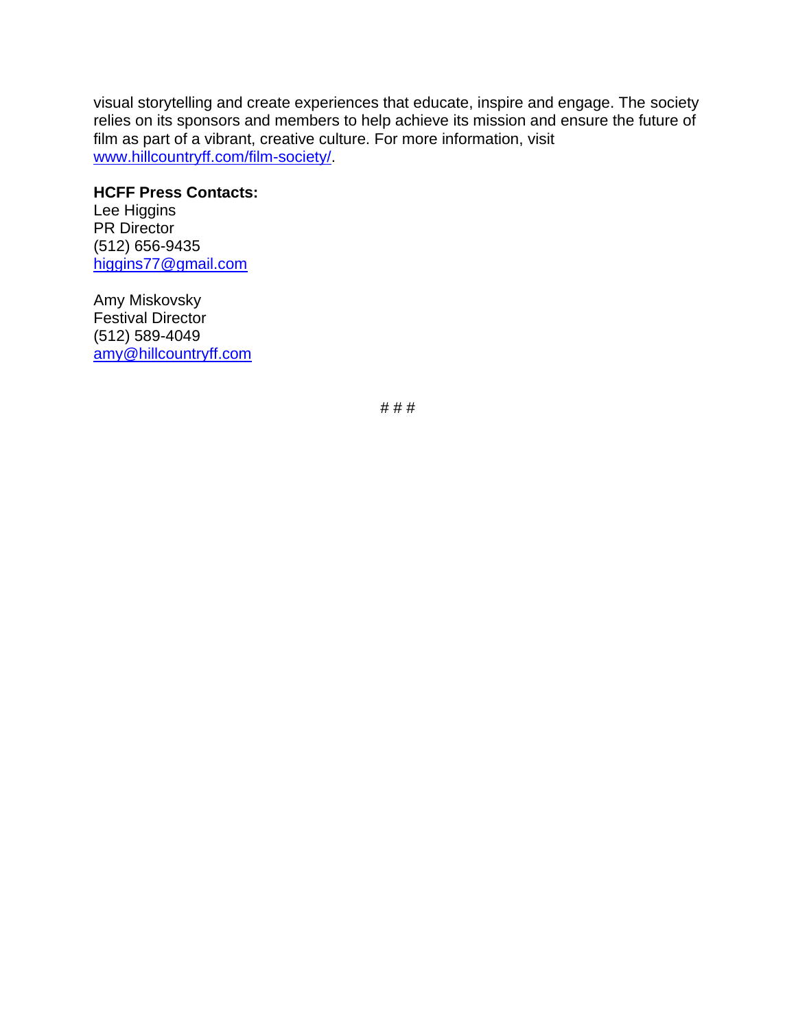visual storytelling and create experiences that educate, inspire and engage. The society relies on its sponsors and members to help achieve its mission and ensure the future of film as part of a vibrant, creative culture. For more information, visit www.hillcountryff.com/film-society/.

**HCFF Press Contacts:**
Lee Higgins
PR Director
(512) 656-9435
higgins77@gmail.com

Amy Miskovsky
Festival Director
(512) 589-4049
amy@hillcountryff.com

# # #